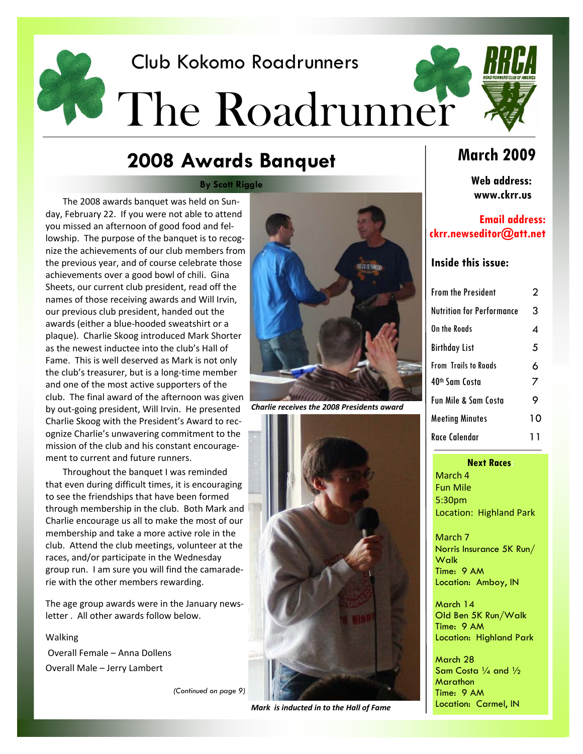Club Kokomo Roadrunners

# The Roadrunner

## 2008 Awards Banquet

**By Scott Riggle**

The 2008 awards banquet was held on Sunday, February 22. If you were not able to attend you missed an afternoon of good food and fellowship. The purpose of the banquet is to recognize the achievements of our club members from the previous year, and of course celebrate those achievements over a good bowl of chili. Gina Sheets, our current club president, read off the names of those receiving awards and Will Irvin, our previous club president, handed out the awards (either a blue-hooded sweatshirt or a plaque). Charlie Skoog introduced Mark Shorter as the newest inductee into the club's Hall of Fame. This is well deserved as Mark is not only the club's treasurer, but is a long-time member and one of the most active supporters of the club. The final award of the afternoon was given by out-going president, Will Irvin. He presented Charlie Skoog with the President's Award to recognize Charlie's unwavering commitment to the mission of the club and his constant encouragement to current and future runners.

Throughout the banquet I was reminded that even during difficult times, it is encouraging to see the friendships that have been formed through membership in the club. Both Mark and Charlie encourage us all to make the most of our membership and take a more active role in the club. Attend the club meetings, volunteer at the races, and/or participate in the Wednesday group run. I am sure you will find the camaraderie with the other members rewarding.

The age group awards were in the January newsletter . All other awards follow below.

Walking

Overall Female – Anna Dollens

Overall Male – Jerry Lambert

*(Continued on page 9)*

*Charlie receives the 2008 Presidents award*

*Mark is inducted in to the Hall of Fame*

## March 2009

**Web address: www.ckrr.us**

**Email address: ckrr.newseditor@att.net**

### Inside this issue:

| | |
|---|---|
| From the President | 2 |
| Nutrition for Performance | 3 |
| On the Roads | 4 |
| Birthday List | 5 |
| From Trails to Roads | 6 |
| 40th Sam Costa | 7 |
| Fun Mile & Sam Costa | 9 |
| Meeting Minutes | 10 |
| Race Calendar | 11 |

**Next Races**

March 4
Fun Mile
5:30pm
Location: Highland Park

March 7
Norris Insurance 5K Run/Walk
Time: 9 AM
Location: Amboy, IN

March 14
Old Ben 5K Run/Walk
Time: 9 AM
Location: Highland Park

March 28
Sam Costa ¼ and ½ Marathon
Time: 9 AM
Location: Carmel, IN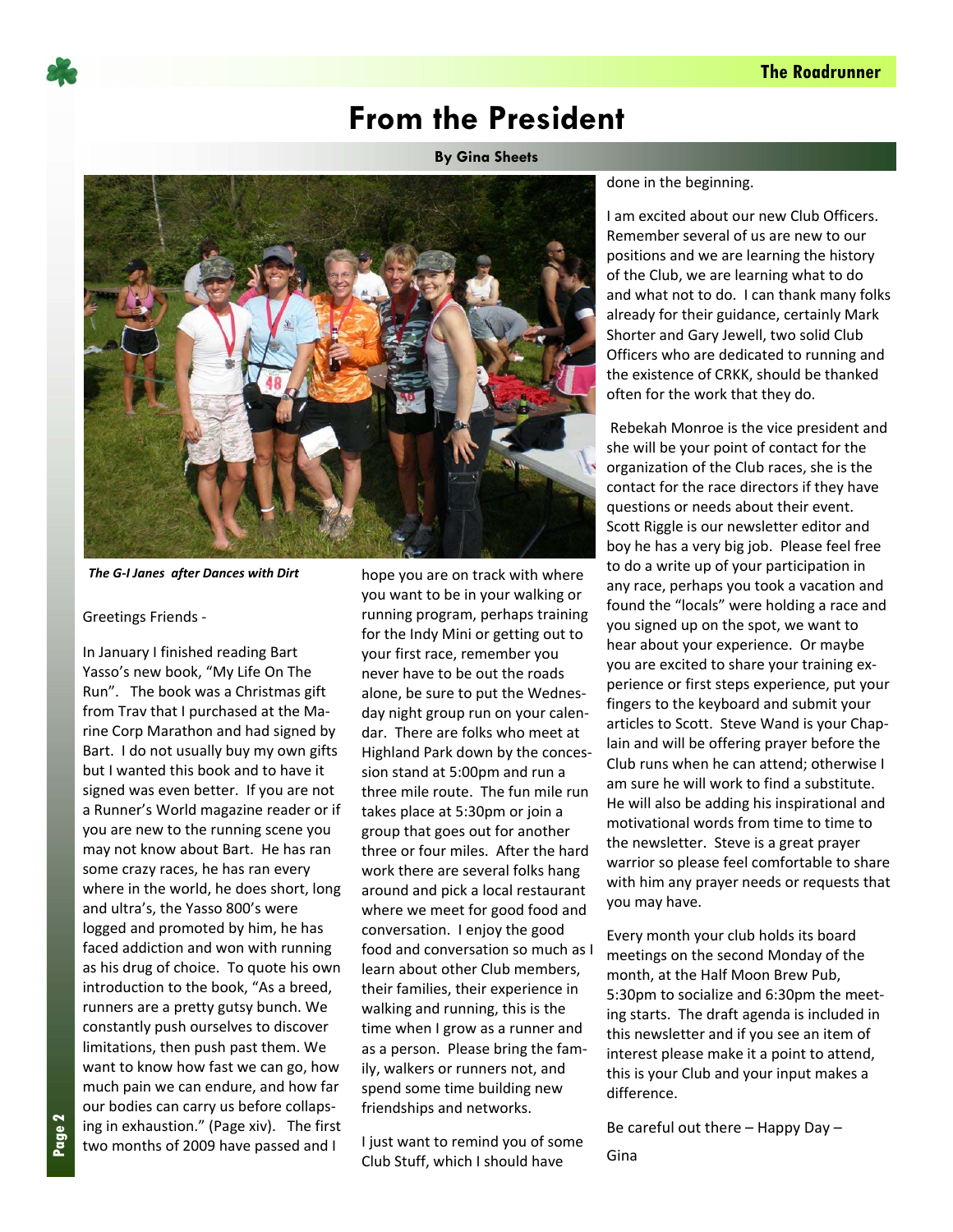# From the President

**By Gina Sheets**

*The G-I Janes after Dances with Dirt*

Greetings Friends -

In January I finished reading Bart Yasso's new book, "My Life On The Run". The book was a Christmas gift from Trav that I purchased at the Marine Corp Marathon and had signed by Bart. I do not usually buy my own gifts but I wanted this book and to have it signed was even better. If you are not a Runner's World magazine reader or if you are new to the running scene you may not know about Bart. He has ran some crazy races, he has ran every where in the world, he does short, long and ultra's, the Yasso 800's were logged and promoted by him, he has faced addiction and won with running as his drug of choice. To quote his own introduction to the book, "As a breed, runners are a pretty gutsy bunch. We constantly push ourselves to discover limitations, then push past them. We want to know how fast we can go, how much pain we can endure, and how far our bodies can carry us before collapsing in exhaustion." (Page xiv). The first two months of 2009 have passed and I hope you are on track with where you want to be in your walking or running program, perhaps training for the Indy Mini or getting out to your first race, remember you never have to be out the roads alone, be sure to put the Wednesday night group run on your calendar. There are folks who meet at Highland Park down by the concession stand at 5:00pm and run a three mile route. The fun mile run takes place at 5:30pm or join a group that goes out for another three or four miles. After the hard work there are several folks hang around and pick a local restaurant where we meet for good food and conversation. I enjoy the good food and conversation so much as I learn about other Club members, their families, their experience in walking and running, this is the time when I grow as a runner and as a person. Please bring the family, walkers or runners not, and spend some time building new friendships and networks.

I just want to remind you of some Club Stuff, which I should have done in the beginning.

I am excited about our new Club Officers. Remember several of us are new to our positions and we are learning the history of the Club, we are learning what to do and what not to do. I can thank many folks already for their guidance, certainly Mark Shorter and Gary Jewell, two solid Club Officers who are dedicated to running and the existence of CRKK, should be thanked often for the work that they do.

Rebekah Monroe is the vice president and she will be your point of contact for the organization of the Club races, she is the contact for the race directors if they have questions or needs about their event. Scott Riggle is our newsletter editor and boy he has a very big job. Please feel free to do a write up of your participation in any race, perhaps you took a vacation and found the "locals" were holding a race and you signed up on the spot, we want to hear about your experience. Or maybe you are excited to share your training experience or first steps experience, put your fingers to the keyboard and submit your articles to Scott. Steve Wand is your Chaplain and will be offering prayer before the Club runs when he can attend; otherwise I am sure he will work to find a substitute. He will also be adding his inspirational and motivational words from time to time to the newsletter. Steve is a great prayer warrior so please feel comfortable to share with him any prayer needs or requests that you may have.

Every month your club holds its board meetings on the second Monday of the month, at the Half Moon Brew Pub, 5:30pm to socialize and 6:30pm the meeting starts. The draft agenda is included in this newsletter and if you see an item of interest please make it a point to attend, this is your Club and your input makes a difference.

Be careful out there – Happy Day –

Gina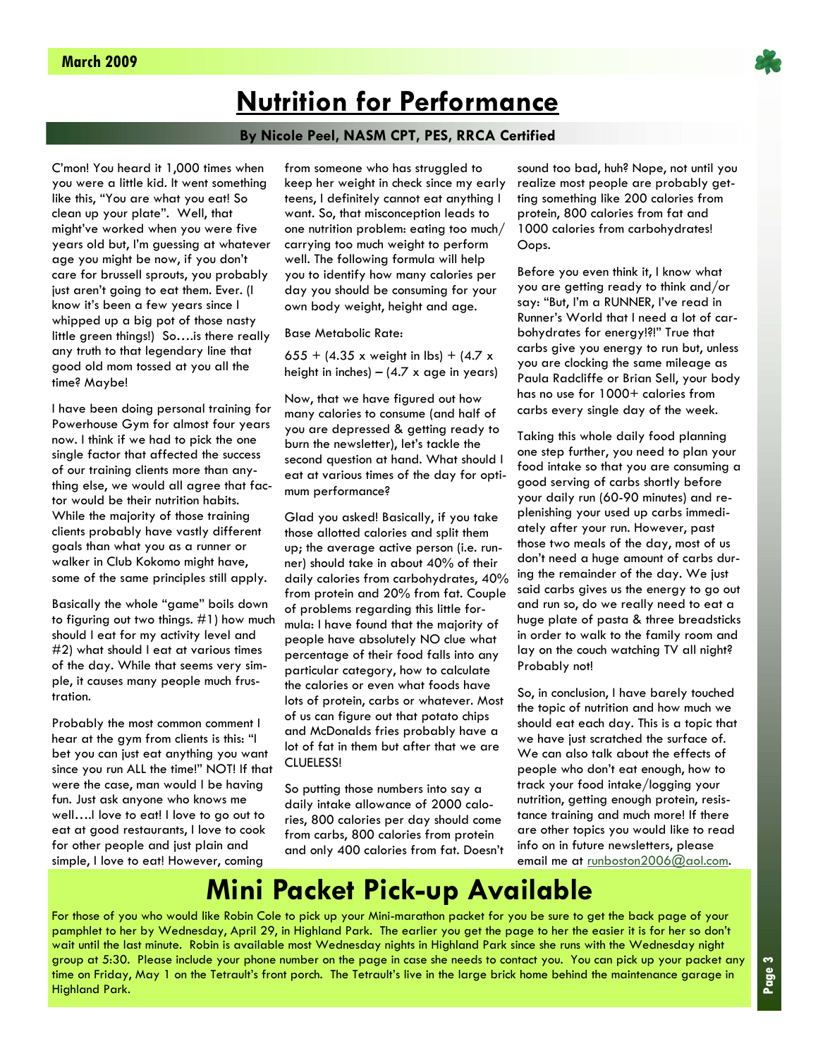# Nutrition for Performance

**By Nicole Peel, NASM CPT, PES, RRCA Certified**

C'mon! You heard it 1,000 times when you were a little kid. It went something like this, "You are what you eat! So clean up your plate". Well, that might've worked when you were five years old but, I'm guessing at whatever age you might be now, if you don't care for brussell sprouts, you probably just aren't going to eat them. Ever. (I know it's been a few years since I whipped up a big pot of those nasty little green things!) So….is there really any truth to that legendary line that good old mom tossed at you all the time? Maybe!

I have been doing personal training for Powerhouse Gym for almost four years now. I think if we had to pick the one single factor that affected the success of our training clients more than anything else, we would all agree that factor would be their nutrition habits. While the majority of those training clients probably have vastly different goals than what you as a runner or walker in Club Kokomo might have, some of the same principles still apply.

Basically the whole "game" boils down to figuring out two things. #1) how much should I eat for my activity level and #2) what should I eat at various times of the day. While that seems very simple, it causes many people much frustration.

Probably the most common comment I hear at the gym from clients is this: "I bet you can just eat anything you want since you run ALL the time!" NOT! If that were the case, man would I be having fun. Just ask anyone who knows me well….I love to eat! I love to go out to eat at good restaurants, I love to cook for other people and just plain and simple, I love to eat! However, coming from someone who has struggled to keep her weight in check since my early teens, I definitely cannot eat anything I want. So, that misconception leads to one nutrition problem: eating too much/carrying too much weight to perform well. The following formula will help you to identify how many calories per day you should be consuming for your own body weight, height and age.

Base Metabolic Rate:

655 + (4.35 x weight in lbs) + (4.7 x height in inches) – (4.7 x age in years)

Now, that we have figured out how many calories to consume (and half of you are depressed & getting ready to burn the newsletter), let's tackle the second question at hand. What should I eat at various times of the day for optimum performance?

Glad you asked! Basically, if you take those allotted calories and split them up; the average active person (i.e. runner) should take in about 40% of their daily calories from carbohydrates, 40% from protein and 20% from fat. Couple of problems regarding this little formula: I have found that the majority of people have absolutely NO clue what percentage of their food falls into any particular category, how to calculate the calories or even what foods have lots of protein, carbs or whatever. Most of us can figure out that potato chips and McDonalds fries probably have a lot of fat in them but after that we are CLUELESS!

So putting those numbers into say a daily intake allowance of 2000 calories, 800 calories per day should come from carbs, 800 calories from protein and only 400 calories from fat. Doesn't sound too bad, huh? Nope, not until you realize most people are probably getting something like 200 calories from protein, 800 calories from fat and 1000 calories from carbohydrates! Oops.

Before you even think it, I know what you are getting ready to think and/or say: "But, I'm a RUNNER, I've read in Runner's World that I need a lot of carbohydrates for energy!?!" True that carbs give you energy to run but, unless you are clocking the same mileage as Paula Radcliffe or Brian Sell, your body has no use for 1000+ calories from carbs every single day of the week.

Taking this whole daily food planning one step further, you need to plan your food intake so that you are consuming a good serving of carbs shortly before your daily run (60-90 minutes) and replenishing your used up carbs immediately after your run. However, past those two meals of the day, most of us don't need a huge amount of carbs during the remainder of the day. We just said carbs gives us the energy to go out and run so, do we really need to eat a huge plate of pasta & three breadsticks in order to walk to the family room and lay on the couch watching TV all night? Probably not!

So, in conclusion, I have barely touched the topic of nutrition and how much we should eat each day. This is a topic that we have just scratched the surface of. We can also talk about the effects of people who don't eat enough, how to track your food intake/logging your nutrition, getting enough protein, resistance training and much more! If there are other topics you would like to read info on in future newsletters, please email me at runboston2006@aol.com.

# Mini Packet Pick-up Available

For those of you who would like Robin Cole to pick up your Mini-marathon packet for you be sure to get the back page of your pamphlet to her by Wednesday, April 29, in Highland Park. The earlier you get the page to her the easier it is for her so don't wait until the last minute. Robin is available most Wednesday nights in Highland Park since she runs with the Wednesday night group at 5:30. Please include your phone number on the page in case she needs to contact you. You can pick up your packet any time on Friday, May 1 on the Tetrault's front porch. The Tetrault's live in the large brick home behind the maintenance garage in Highland Park.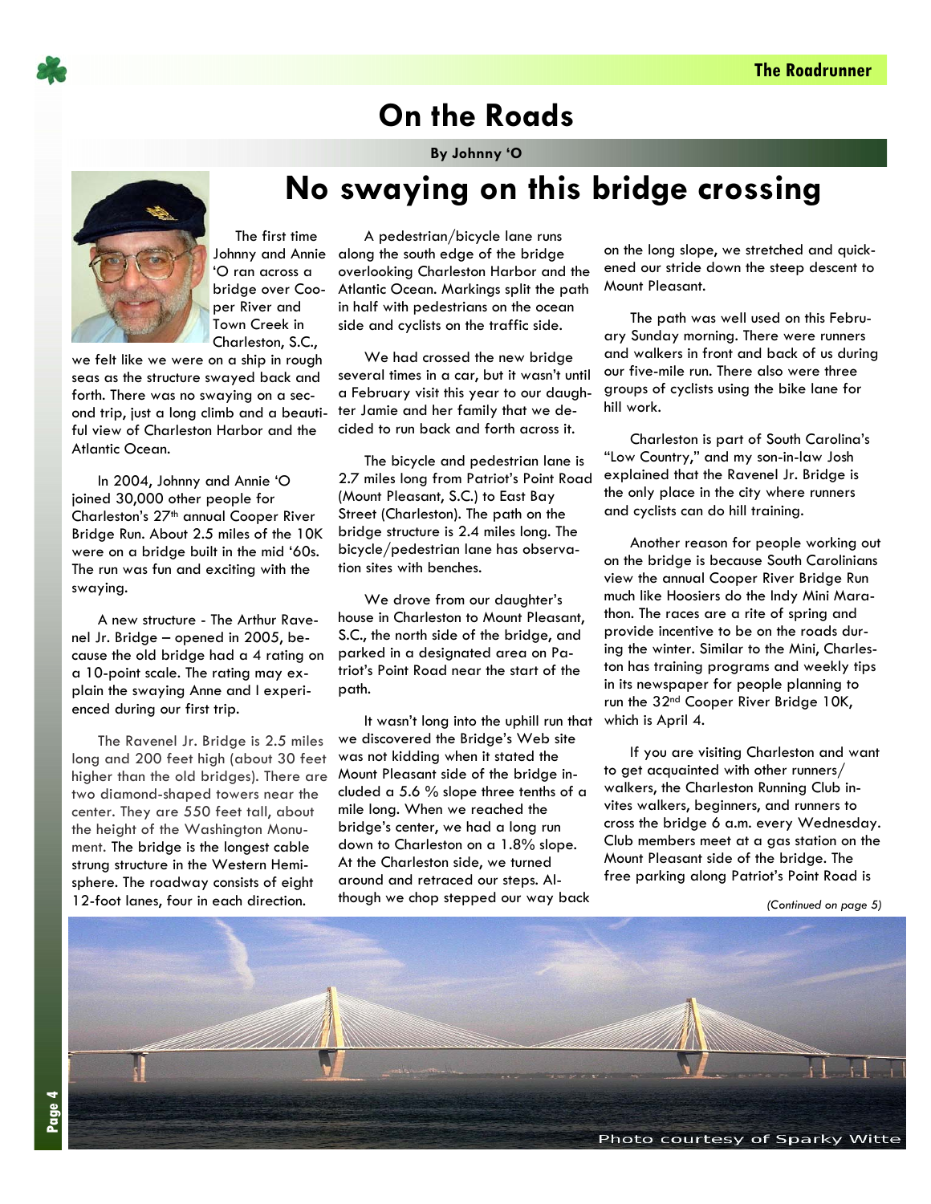# On the Roads

**By Johnny 'O**

## No swaying on this bridge crossing

The first time Johnny and Annie 'O ran across a bridge over Cooper River and Town Creek in Charleston, S.C., we felt like we were on a ship in rough seas as the structure swayed back and forth. There was no swaying on a second trip, just a long climb and a beautiful view of Charleston Harbor and the Atlantic Ocean.

In 2004, Johnny and Annie 'O joined 30,000 other people for Charleston's 27th annual Cooper River Bridge Run. About 2.5 miles of the 10K were on a bridge built in the mid '60s. The run was fun and exciting with the swaying.

A new structure - The Arthur Ravenel Jr. Bridge – opened in 2005, because the old bridge had a 4 rating on a 10-point scale. The rating may explain the swaying Anne and I experienced during our first trip.

The Ravenel Jr. Bridge is 2.5 miles long and 200 feet high (about 30 feet higher than the old bridges). There are two diamond-shaped towers near the center. They are 550 feet tall, about the height of the Washington Monument. The bridge is the longest cable strung structure in the Western Hemisphere. The roadway consists of eight 12-foot lanes, four in each direction.

A pedestrian/bicycle lane runs along the south edge of the bridge overlooking Charleston Harbor and the Atlantic Ocean. Markings split the path in half with pedestrians on the ocean side and cyclists on the traffic side.

We had crossed the new bridge several times in a car, but it wasn't until a February visit this year to our daughter Jamie and her family that we decided to run back and forth across it.

The bicycle and pedestrian lane is 2.7 miles long from Patriot's Point Road (Mount Pleasant, S.C.) to East Bay Street (Charleston). The path on the bridge structure is 2.4 miles long. The bicycle/pedestrian lane has observation sites with benches.

We drove from our daughter's house in Charleston to Mount Pleasant, S.C., the north side of the bridge, and parked in a designated area on Patriot's Point Road near the start of the path.

It wasn't long into the uphill run that we discovered the Bridge's Web site was not kidding when it stated the Mount Pleasant side of the bridge included a 5.6 % slope three tenths of a mile long. When we reached the bridge's center, we had a long run down to Charleston on a 1.8% slope. At the Charleston side, we turned around and retraced our steps. Although we chop stepped our way back on the long slope, we stretched and quickened our stride down the steep descent to Mount Pleasant.

The path was well used on this February Sunday morning. There were runners and walkers in front and back of us during our five-mile run. There also were three groups of cyclists using the bike lane for hill work.

Charleston is part of South Carolina's "Low Country," and my son-in-law Josh explained that the Ravenel Jr. Bridge is the only place in the city where runners and cyclists can do hill training.

Another reason for people working out on the bridge is because South Carolinians view the annual Cooper River Bridge Run much like Hoosiers do the Indy Mini Marathon. The races are a rite of spring and provide incentive to be on the roads during the winter. Similar to the Mini, Charleston has training programs and weekly tips in its newspaper for people planning to run the 32nd Cooper River Bridge 10K, which is April 4.

If you are visiting Charleston and want to get acquainted with other runners/walkers, the Charleston Running Club invites walkers, beginners, and runners to cross the bridge 6 a.m. every Wednesday. Club members meet at a gas station on the Mount Pleasant side of the bridge. The free parking along Patriot's Point Road is

*(Continued on page 5)*

Photo courtesy of Sparky Witte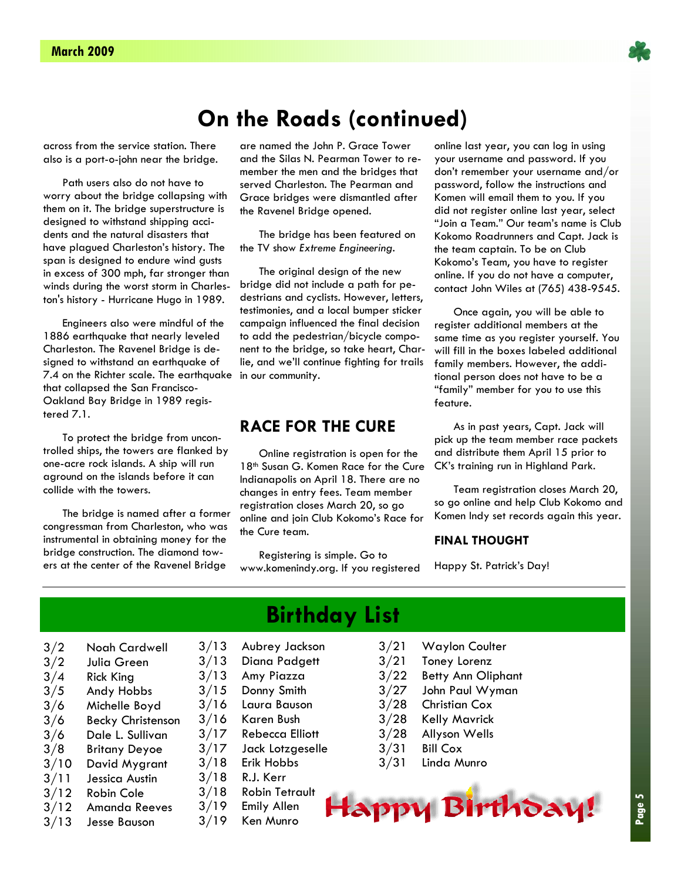# On the Roads (continued)

across from the service station. There also is a port-o-john near the bridge.

Path users also do not have to worry about the bridge collapsing with them on it. The bridge superstructure is designed to withstand shipping accidents and the natural disasters that have plagued Charleston's history. The span is designed to endure wind gusts in excess of 300 mph, far stronger than winds during the worst storm in Charleston's history - Hurricane Hugo in 1989.

Engineers also were mindful of the 1886 earthquake that nearly leveled Charleston. The Ravenel Bridge is designed to withstand an earthquake of 7.4 on the Richter scale. The earthquake that collapsed the San Francisco-Oakland Bay Bridge in 1989 registered 7.1.

To protect the bridge from uncontrolled ships, the towers are flanked by one-acre rock islands. A ship will run aground on the islands before it can collide with the towers.

The bridge is named after a former congressman from Charleston, who was instrumental in obtaining money for the bridge construction. The diamond towers at the center of the Ravenel Bridge are named the John P. Grace Tower and the Silas N. Pearman Tower to remember the men and the bridges that served Charleston. The Pearman and Grace bridges were dismantled after the Ravenel Bridge opened.

The bridge has been featured on the TV show *Extreme Engineering*.

The original design of the new bridge did not include a path for pedestrians and cyclists. However, letters, testimonies, and a local bumper sticker campaign influenced the final decision to add the pedestrian/bicycle component to the bridge, so take heart, Charlie, and we'll continue fighting for trails in our community.

## RACE FOR THE CURE

Online registration is open for the 18th Susan G. Komen Race for the Cure Indianapolis on April 18. There are no changes in entry fees. Team member registration closes March 20, so go online and join Club Kokomo's Race for the Cure team.

Registering is simple. Go to www.komenindy.org. If you registered online last year, you can log in using your username and password. If you don't remember your username and/or password, follow the instructions and Komen will email them to you. If you did not register online last year, select "Join a Team." Our team's name is Club Kokomo Roadrunners and Capt. Jack is the team captain. To be on Club Kokomo's Team, you have to register online. If you do not have a computer, contact John Wiles at (765) 438-9545.

Once again, you will be able to register additional members at the same time as you register yourself. You will fill in the boxes labeled additional family members. However, the additional person does not have to be a "family" member for you to use this feature.

As in past years, Capt. Jack will pick up the team member race packets and distribute them April 15 prior to CK's training run in Highland Park.

Team registration closes March 20, so go online and help Club Kokomo and Komen Indy set records again this year.

### FINAL THOUGHT

Happy St. Patrick's Day!

# Birthday List

| | |
|---|---|
| 3/2 | Noah Cardwell |
| 3/2 | Julia Green |
| 3/4 | Rick King |
| 3/5 | Andy Hobbs |
| 3/6 | Michelle Boyd |
| 3/6 | Becky Christenson |
| 3/6 | Dale L. Sullivan |
| 3/8 | Britany Deyoe |
| 3/10 | David Mygrant |
| 3/11 | Jessica Austin |
| 3/12 | Robin Cole |
| 3/12 | Amanda Reeves |
| 3/13 | Jesse Bauson |
| 3/13 | Aubrey Jackson |
| 3/13 | Diana Padgett |
| 3/13 | Amy Piazza |
| 3/15 | Donny Smith |
| 3/16 | Laura Bauson |
| 3/16 | Karen Bush |
| 3/17 | Rebecca Elliott |
| 3/17 | Jack Lotzgeselle |
| 3/18 | Erik Hobbs |
| 3/18 | R.J. Kerr |
| 3/18 | Robin Tetrault |
| 3/19 | Emily Allen |
| 3/19 | Ken Munro |
| 3/21 | Waylon Coulter |
| 3/21 | Toney Lorenz |
| 3/22 | Betty Ann Oliphant |
| 3/27 | John Paul Wyman |
| 3/28 | Christian Cox |
| 3/28 | Kelly Mavrick |
| 3/28 | Allyson Wells |
| 3/31 | Bill Cox |
| 3/31 | Linda Munro |

Happy Birthday!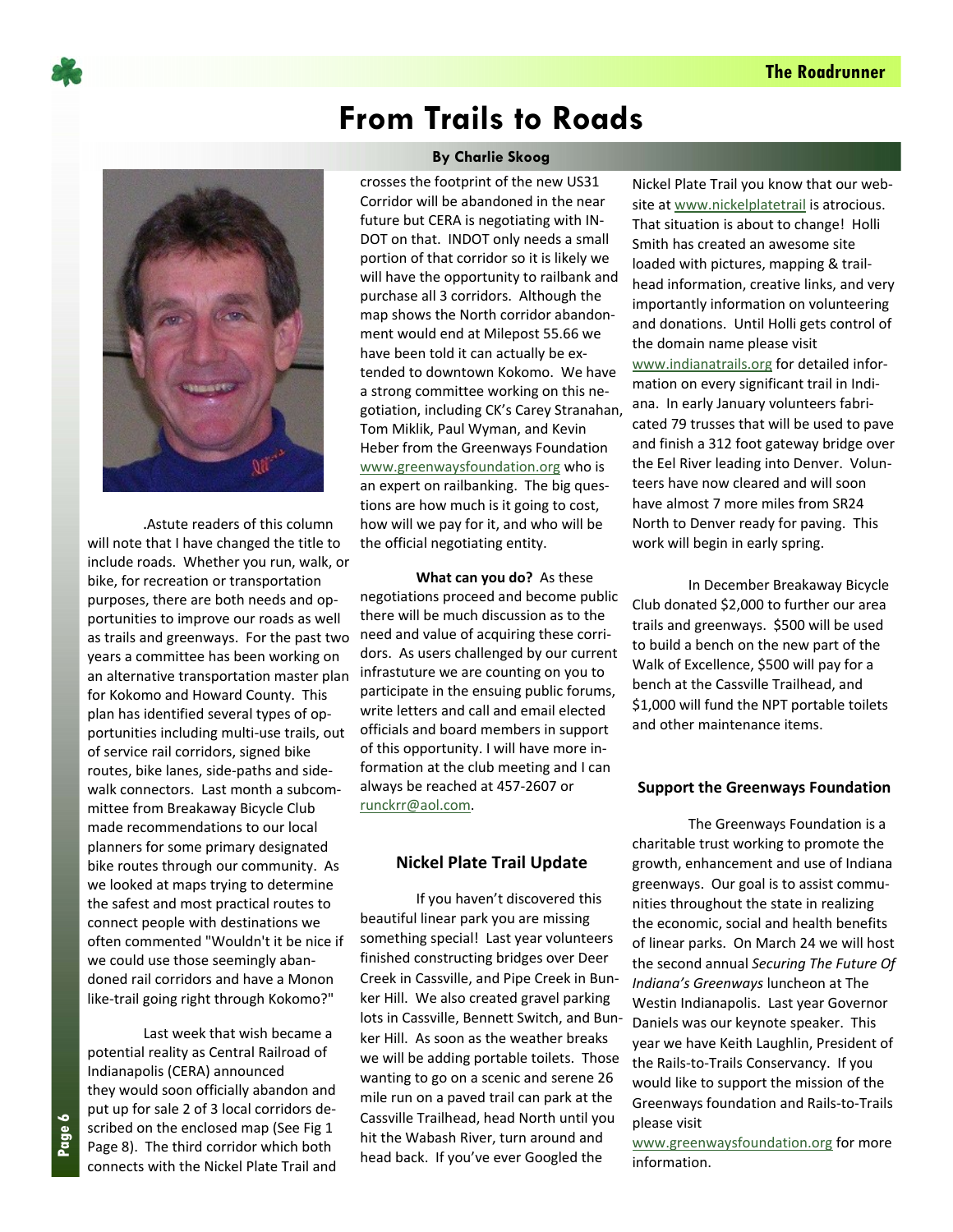# From Trails to Roads

**By Charlie Skoog**

.Astute readers of this column will note that I have changed the title to include roads. Whether you run, walk, or bike, for recreation or transportation purposes, there are both needs and opportunities to improve our roads as well as trails and greenways. For the past two years a committee has been working on an alternative transportation master plan for Kokomo and Howard County. This plan has identified several types of opportunities including multi-use trails, out of service rail corridors, signed bike routes, bike lanes, side-paths and sidewalk connectors. Last month a subcommittee from Breakaway Bicycle Club made recommendations to our local planners for some primary designated bike routes through our community. As we looked at maps trying to determine the safest and most practical routes to connect people with destinations we often commented "Wouldn't it be nice if we could use those seemingly abandoned rail corridors and have a Monon like-trail going right through Kokomo?"

Last week that wish became a potential reality as Central Railroad of Indianapolis (CERA) announced they would soon officially abandon and put up for sale 2 of 3 local corridors described on the enclosed map (See Fig 1 Page 8). The third corridor which both connects with the Nickel Plate Trail and crosses the footprint of the new US31 Corridor will be abandoned in the near future but CERA is negotiating with INDOT on that. INDOT only needs a small portion of that corridor so it is likely we will have the opportunity to railbank and purchase all 3 corridors. Although the map shows the North corridor abandonment would end at Milepost 55.66 we have been told it can actually be extended to downtown Kokomo. We have a strong committee working on this negotiation, including CK's Carey Stranahan, Tom Miklik, Paul Wyman, and Kevin Heber from the Greenways Foundation www.greenwaysfoundation.org who is an expert on railbanking. The big questions are how much is it going to cost, how will we pay for it, and who will be the official negotiating entity.

**What can you do?** As these negotiations proceed and become public there will be much discussion as to the need and value of acquiring these corridors. As users challenged by our current infrastuture we are counting on you to participate in the ensuing public forums, write letters and call and email elected officials and board members in support of this opportunity. I will have more information at the club meeting and I can always be reached at 457-2607 or runckrr@aol.com.

### Nickel Plate Trail Update

If you haven't discovered this beautiful linear park you are missing something special! Last year volunteers finished constructing bridges over Deer Creek in Cassville, and Pipe Creek in Bunker Hill. We also created gravel parking lots in Cassville, Bennett Switch, and Bunker Hill. As soon as the weather breaks we will be adding portable toilets. Those wanting to go on a scenic and serene 26 mile run on a paved trail can park at the Cassville Trailhead, head North until you hit the Wabash River, turn around and head back. If you've ever Googled the Nickel Plate Trail you know that our website at www.nickelplatetrail is atrocious. That situation is about to change! Holli Smith has created an awesome site loaded with pictures, mapping & trailhead information, creative links, and very importantly information on volunteering and donations. Until Holli gets control of the domain name please visit www.indianatrails.org for detailed information on every significant trail in Indiana. In early January volunteers fabricated 79 trusses that will be used to pave and finish a 312 foot gateway bridge over the Eel River leading into Denver. Volunteers have now cleared and will soon have almost 7 more miles from SR24 North to Denver ready for paving. This work will begin in early spring.

In December Breakaway Bicycle Club donated $2,000 to further our area trails and greenways. $500 will be used to build a bench on the new part of the Walk of Excellence, $500 will pay for a bench at the Cassville Trailhead, and $1,000 will fund the NPT portable toilets and other maintenance items.

### Support the Greenways Foundation

The Greenways Foundation is a charitable trust working to promote the growth, enhancement and use of Indiana greenways. Our goal is to assist communities throughout the state in realizing the economic, social and health benefits of linear parks. On March 24 we will host the second annual *Securing The Future Of Indiana's Greenways* luncheon at The Westin Indianapolis. Last year Governor Daniels was our keynote speaker. This year we have Keith Laughlin, President of the Rails-to-Trails Conservancy. If you would like to support the mission of the Greenways foundation and Rails-to-Trails please visit www.greenwaysfoundation.org for more information.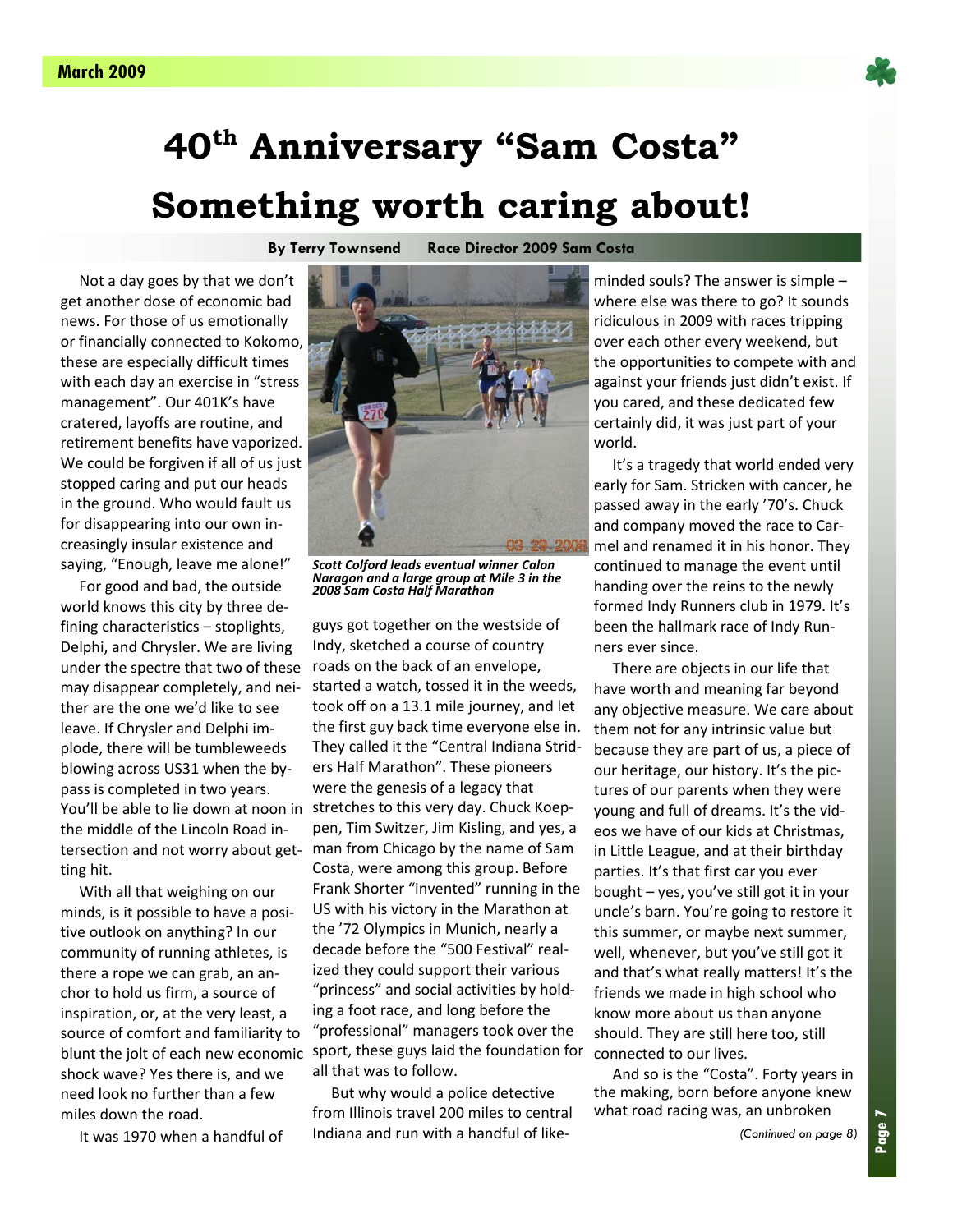# 40th Anniversary "Sam Costa"

# Something worth caring about!

**By Terry Townsend Race Director 2009 Sam Costa**

Not a day goes by that we don't get another dose of economic bad news. For those of us emotionally or financially connected to Kokomo, these are especially difficult times with each day an exercise in "stress management". Our 401K's have cratered, layoffs are routine, and retirement benefits have vaporized. We could be forgiven if all of us just stopped caring and put our heads in the ground. Who would fault us for disappearing into our own increasingly insular existence and saying, "Enough, leave me alone!"

For good and bad, the outside world knows this city by three defining characteristics – stoplights, Delphi, and Chrysler. We are living under the spectre that two of these may disappear completely, and neither are the one we'd like to see leave. If Chrysler and Delphi implode, there will be tumbleweeds blowing across US31 when the bypass is completed in two years. You'll be able to lie down at noon in the middle of the Lincoln Road intersection and not worry about getting hit.

With all that weighing on our minds, is it possible to have a positive outlook on anything? In our community of running athletes, is there a rope we can grab, an anchor to hold us firm, a source of inspiration, or, at the very least, a source of comfort and familiarity to blunt the jolt of each new economic shock wave? Yes there is, and we need look no further than a few miles down the road.

It was 1970 when a handful of guys got together on the westside of Indy, sketched a course of country roads on the back of an envelope, started a watch, tossed it in the weeds, took off on a 13.1 mile journey, and let the first guy back time everyone else in. They called it the "Central Indiana Striders Half Marathon". These pioneers were the genesis of a legacy that stretches to this very day. Chuck Koeppen, Tim Switzer, Jim Kisling, and yes, a man from Chicago by the name of Sam Costa, were among this group. Before Frank Shorter "invented" running in the US with his victory in the Marathon at the '72 Olympics in Munich, nearly a decade before the "500 Festival" realized they could support their various "princess" and social activities by holding a foot race, and long before the "professional" managers took over the sport, these guys laid the foundation for all that was to follow.

*Scott Colford leads eventual winner Calon Naragon and a large group at Mile 3 in the 2008 Sam Costa Half Marathon*

But why would a police detective from Illinois travel 200 miles to central Indiana and run with a handful of like-minded souls? The answer is simple – where else was there to go? It sounds ridiculous in 2009 with races tripping over each other every weekend, but the opportunities to compete with and against your friends just didn't exist. If you cared, and these dedicated few certainly did, it was just part of your world.

It's a tragedy that world ended very early for Sam. Stricken with cancer, he passed away in the early '70's. Chuck and company moved the race to Carmel and renamed it in his honor. They continued to manage the event until handing over the reins to the newly formed Indy Runners club in 1979. It's been the hallmark race of Indy Runners ever since.

There are objects in our life that have worth and meaning far beyond any objective measure. We care about them not for any intrinsic value but because they are part of us, a piece of our heritage, our history. It's the pictures of our parents when they were young and full of dreams. It's the videos we have of our kids at Christmas, in Little League, and at their birthday parties. It's that first car you ever bought – yes, you've still got it in your uncle's barn. You're going to restore it this summer, or maybe next summer, well, whenever, but you've still got it and that's what really matters! It's the friends we made in high school who know more about us than anyone should. They are still here too, still connected to our lives.

And so is the "Costa". Forty years in the making, born before anyone knew what road racing was, an unbroken

*(Continued on page 8)*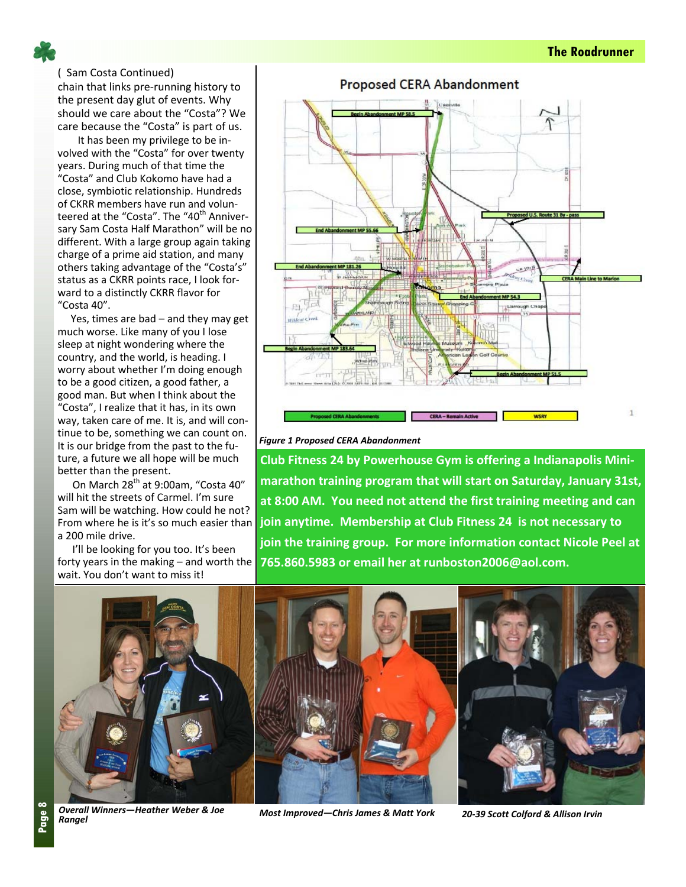( Sam Costa Continued)

chain that links pre-running history to the present day glut of events. Why should we care about the "Costa"? We care because the "Costa" is part of us.

It has been my privilege to be involved with the "Costa" for over twenty years. During much of that time the "Costa" and Club Kokomo have had a close, symbiotic relationship. Hundreds of CKRR members have run and volunteered at the "Costa". The "40th Anniversary Sam Costa Half Marathon" will be no different. With a large group again taking charge of a prime aid station, and many others taking advantage of the "Costa's" status as a CKRR points race, I look forward to a distinctly CKRR flavor for "Costa 40".

Yes, times are bad – and they may get much worse. Like many of you I lose sleep at night wondering where the country, and the world, is heading. I worry about whether I'm doing enough to be a good citizen, to be a good father, a good man. But when I think about the "Costa", I realize that it has, in its own way, taken care of me. It is, and will continue to be, something we can count on. It is our bridge from the past to the future, a future we all hope will be much better than the present.

On March 28th at 9:00am, "Costa 40" will hit the streets of Carmel. I'm sure Sam will be watching. How could he not? From where he is it's so much easier than a 200 mile drive.

I'll be looking for you too. It's been forty years in the making – and worth the wait. You don't want to miss it!

## Proposed CERA Abandonment

*Figure 1 Proposed CERA Abandonment*

**Club Fitness 24 by Powerhouse Gym is offering a Indianapolis Mini-marathon training program that will start on Saturday, January 31st, at 8:00 AM. You need not attend the first training meeting and can join anytime. Membership at Club Fitness 24 is not necessary to join the training group. For more information contact Nicole Peel at 765.860.5983 or email her at runboston2006@aol.com.**

*Overall Winners—Heather Weber & Joe Rangel*

*Most Improved—Chris James & Matt York*

*20-39 Scott Colford & Allison Irvin*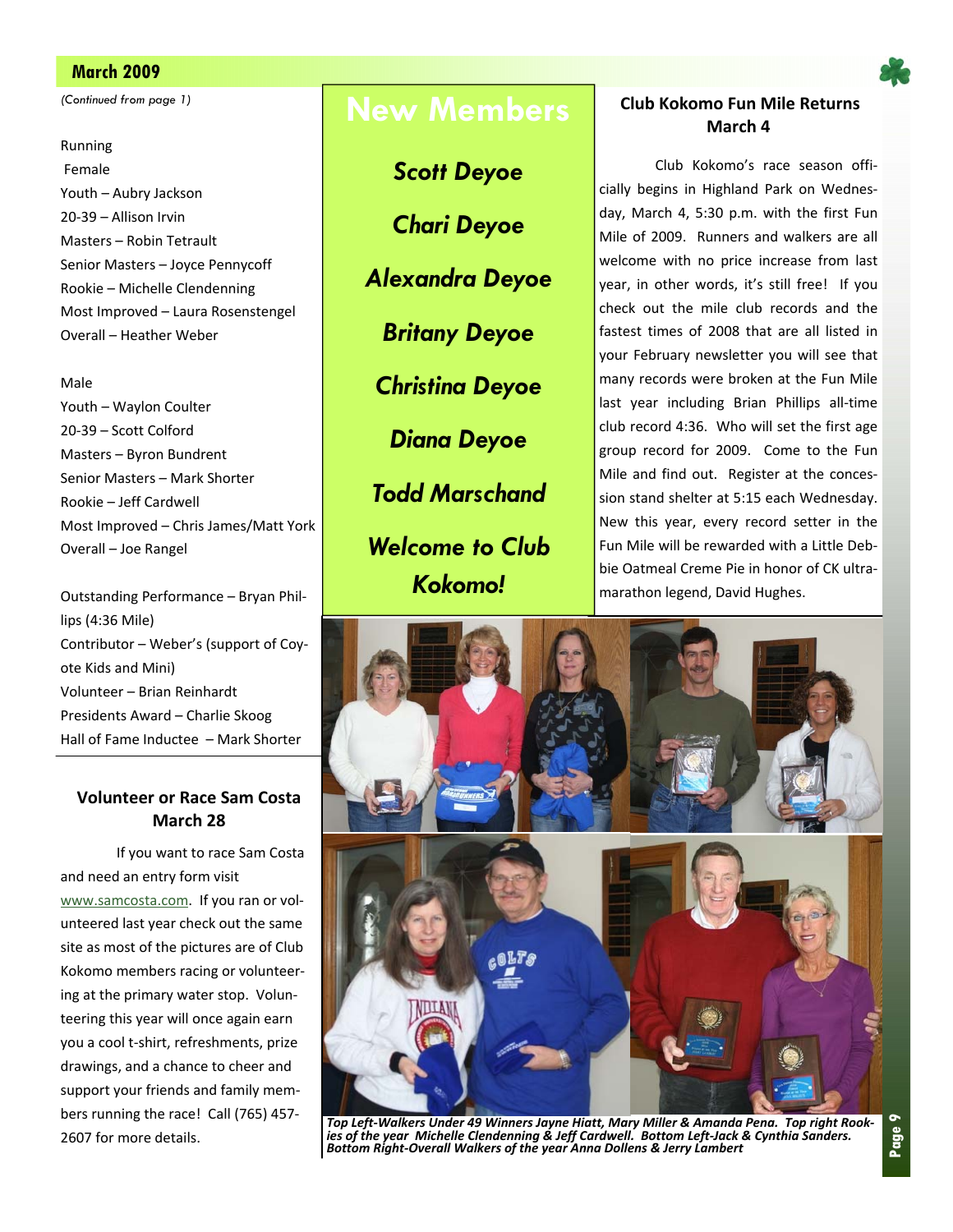(Continued from page 1)

Running
Female
Youth – Aubry Jackson
20-39 – Allison Irvin
Masters – Robin Tetrault
Senior Masters – Joyce Pennycoff
Rookie – Michelle Clendenning
Most Improved – Laura Rosenstengel
Overall – Heather Weber

Male
Youth – Waylon Coulter
20-39 – Scott Colford
Masters – Byron Bundrent
Senior Masters – Mark Shorter
Rookie – Jeff Cardwell
Most Improved – Chris James/Matt York
Overall – Joe Rangel

Outstanding Performance – Bryan Phillips (4:36 Mile)
Contributor – Weber's (support of Coyote Kids and Mini)
Volunteer – Brian Reinhardt
Presidents Award – Charlie Skoog
Hall of Fame Inductee – Mark Shorter

## Volunteer or Race Sam Costa March 28

If you want to race Sam Costa and need an entry form visit www.samcosta.com. If you ran or volunteered last year check out the same site as most of the pictures are of Club Kokomo members racing or volunteering at the primary water stop. Volunteering this year will once again earn you a cool t-shirt, refreshments, prize drawings, and a chance to cheer and support your friends and family members running the race! Call (765) 457-2607 for more details.

# New Members

***Scott Deyoe***

***Chari Deyoe***

***Alexandra Deyoe***

***Britany Deyoe***

***Christina Deyoe***

***Diana Deyoe***

***Todd Marschand***

***Welcome to Club Kokomo!***

## Club Kokomo Fun Mile Returns March 4

Club Kokomo's race season officially begins in Highland Park on Wednesday, March 4, 5:30 p.m. with the first Fun Mile of 2009. Runners and walkers are all welcome with no price increase from last year, in other words, it's still free! If you check out the mile club records and the fastest times of 2008 that are all listed in your February newsletter you will see that many records were broken at the Fun Mile last year including Brian Phillips all-time club record 4:36. Who will set the first age group record for 2009. Come to the Fun Mile and find out. Register at the concession stand shelter at 5:15 each Wednesday. New this year, every record setter in the Fun Mile will be rewarded with a Little Debbie Oatmeal Creme Pie in honor of CK ultra-marathon legend, David Hughes.

*Top Left-Walkers Under 49 Winners Jayne Hiatt, Mary Miller & Amanda Pena. Top right Rookies of the year Michelle Clendenning & Jeff Cardwell. Bottom Left-Jack & Cynthia Sanders. Bottom Right-Overall Walkers of the year Anna Dollens & Jerry Lambert*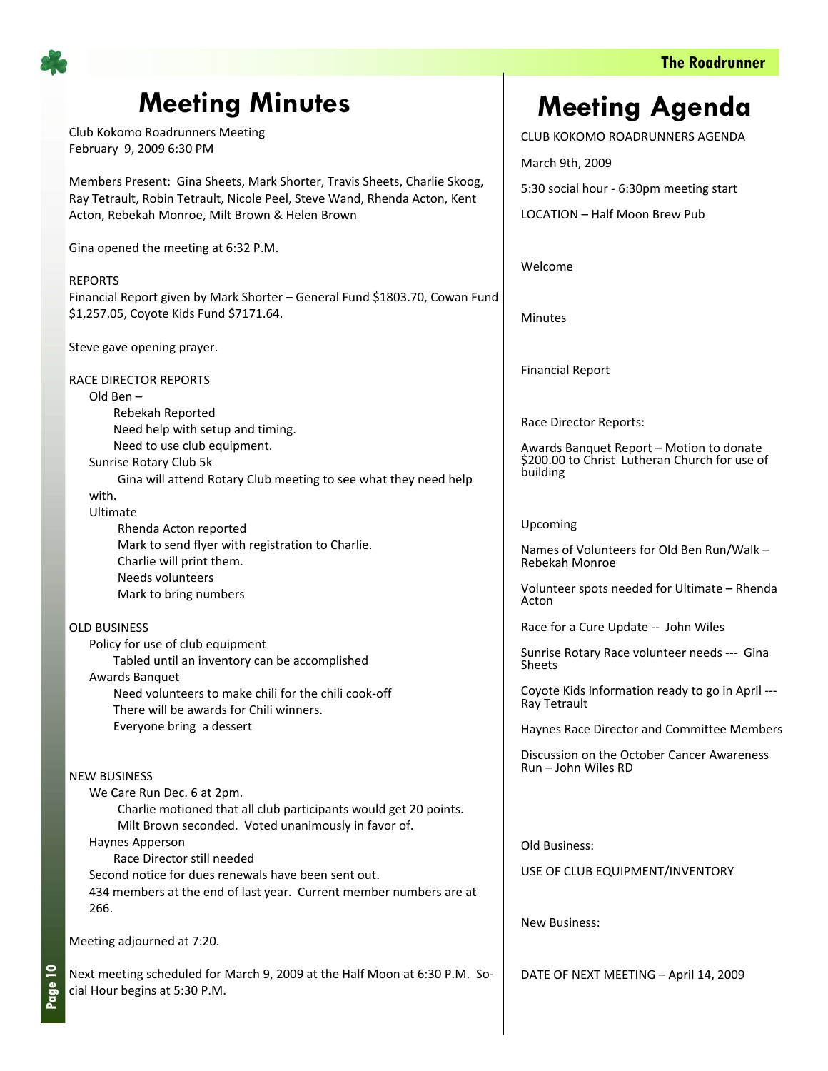# Meeting Minutes

Club Kokomo Roadrunners Meeting
February 9, 2009 6:30 PM

Members Present: Gina Sheets, Mark Shorter, Travis Sheets, Charlie Skoog, Ray Tetrault, Robin Tetrault, Nicole Peel, Steve Wand, Rhenda Acton, Kent Acton, Rebekah Monroe, Milt Brown & Helen Brown

Gina opened the meeting at 6:32 P.M.

REPORTS
Financial Report given by Mark Shorter – General Fund $1803.70, Cowan Fund $1,257.05, Coyote Kids Fund $7171.64.

Steve gave opening prayer.

RACE DIRECTOR REPORTS

- Old Ben –
  - Rebekah Reported
  - Need help with setup and timing.
  - Need to use club equipment.
- Sunrise Rotary Club 5k
  - Gina will attend Rotary Club meeting to see what they need help with.
- Ultimate
  - Rhenda Acton reported
  - Mark to send flyer with registration to Charlie.
  - Charlie will print them.
  - Needs volunteers
  - Mark to bring numbers

OLD BUSINESS

- Policy for use of club equipment
  - Tabled until an inventory can be accomplished
- Awards Banquet
  - Need volunteers to make chili for the chili cook-off
  - There will be awards for Chili winners.
  - Everyone bring a dessert

NEW BUSINESS

- We Care Run Dec. 6 at 2pm.
  - Charlie motioned that all club participants would get 20 points.
  - Milt Brown seconded. Voted unanimously in favor of.
- Haynes Apperson
  - Race Director still needed
- Second notice for dues renewals have been sent out.
- 434 members at the end of last year. Current member numbers are at 266.

Meeting adjourned at 7:20.

Next meeting scheduled for March 9, 2009 at the Half Moon at 6:30 P.M. Social Hour begins at 5:30 P.M.

# Meeting Agenda

CLUB KOKOMO ROADRUNNERS AGENDA

March 9th, 2009

5:30 social hour - 6:30pm meeting start

LOCATION – Half Moon Brew Pub

Welcome

Minutes

Financial Report

Race Director Reports:

Awards Banquet Report – Motion to donate $200.00 to Christ Lutheran Church for use of building

Upcoming

Names of Volunteers for Old Ben Run/Walk – Rebekah Monroe

Volunteer spots needed for Ultimate – Rhenda Acton

Race for a Cure Update -- John Wiles

Sunrise Rotary Race volunteer needs --- Gina Sheets

Coyote Kids Information ready to go in April --- Ray Tetrault

Haynes Race Director and Committee Members

Discussion on the October Cancer Awareness Run – John Wiles RD

Old Business:

USE OF CLUB EQUIPMENT/INVENTORY

New Business:

DATE OF NEXT MEETING – April 14, 2009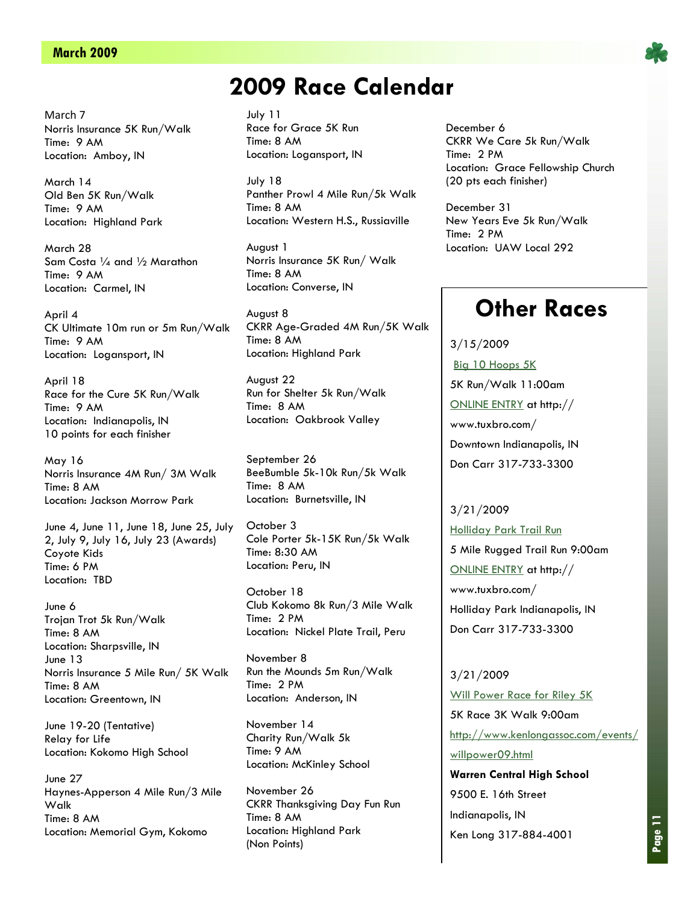# 2009 Race Calendar

March 7
Norris Insurance 5K Run/Walk
Time: 9 AM
Location: Amboy, IN

March 14
Old Ben 5K Run/Walk
Time: 9 AM
Location: Highland Park

March 28
Sam Costa ¼ and ½ Marathon
Time: 9 AM
Location: Carmel, IN

April 4
CK Ultimate 10m run or 5m Run/Walk
Time: 9 AM
Location: Logansport, IN

April 18
Race for the Cure 5K Run/Walk
Time: 9 AM
Location: Indianapolis, IN
10 points for each finisher

May 16
Norris Insurance 4M Run/ 3M Walk
Time: 8 AM
Location: Jackson Morrow Park

June 4, June 11, June 18, June 25, July 2, July 9, July 16, July 23 (Awards)
Coyote Kids
Time: 6 PM
Location: TBD

June 6
Trojan Trot 5k Run/Walk
Time: 8 AM
Location: Sharpsville, IN

June 13
Norris Insurance 5 Mile Run/ 5K Walk
Time: 8 AM
Location: Greentown, IN

June 19-20 (Tentative)
Relay for Life
Location: Kokomo High School

June 27
Haynes-Apperson 4 Mile Run/3 Mile Walk
Time: 8 AM
Location: Memorial Gym, Kokomo

July 11
Race for Grace 5K Run
Time: 8 AM
Location: Logansport, IN

July 18
Panther Prowl 4 Mile Run/5k Walk
Time: 8 AM
Location: Western H.S., Russiaville

August 1
Norris Insurance 5K Run/ Walk
Time: 8 AM
Location: Converse, IN

August 8
CKRR Age-Graded 4M Run/5K Walk
Time: 8 AM
Location: Highland Park

August 22
Run for Shelter 5k Run/Walk
Time: 8 AM
Location: Oakbrook Valley

September 26
BeeBumble 5k-10k Run/5k Walk
Time: 8 AM
Location: Burnetsville, IN

October 3
Cole Porter 5k-15K Run/5k Walk
Time: 8:30 AM
Location: Peru, IN

October 18
Club Kokomo 8k Run/3 Mile Walk
Time: 2 PM
Location: Nickel Plate Trail, Peru

November 8
Run the Mounds 5m Run/Walk
Time: 2 PM
Location: Anderson, IN

November 14
Charity Run/Walk 5k
Time: 9 AM
Location: McKinley School

November 26
CKRR Thanksgiving Day Fun Run
Time: 8 AM
Location: Highland Park
(Non Points)

December 6
CKRR We Care 5k Run/Walk
Time: 2 PM
Location: Grace Fellowship Church
(20 pts each finisher)

December 31
New Years Eve 5k Run/Walk
Time: 2 PM
Location: UAW Local 292

## Other Races

3/15/2009

Big 10 Hoops 5K

5K Run/Walk 11:00am

ONLINE ENTRY at http://www.tuxbro.com/

Downtown Indianapolis, IN

Don Carr 317-733-3300

3/21/2009

Holliday Park Trail Run

5 Mile Rugged Trail Run 9:00am

ONLINE ENTRY at http://www.tuxbro.com/

Holliday Park Indianapolis, IN

Don Carr 317-733-3300

3/21/2009

Will Power Race for Riley 5K

5K Race 3K Walk 9:00am

http://www.kenlongassoc.com/events/willpower09.html

**Warren Central High School**

9500 E. 16th Street

Indianapolis, IN

Ken Long 317-884-4001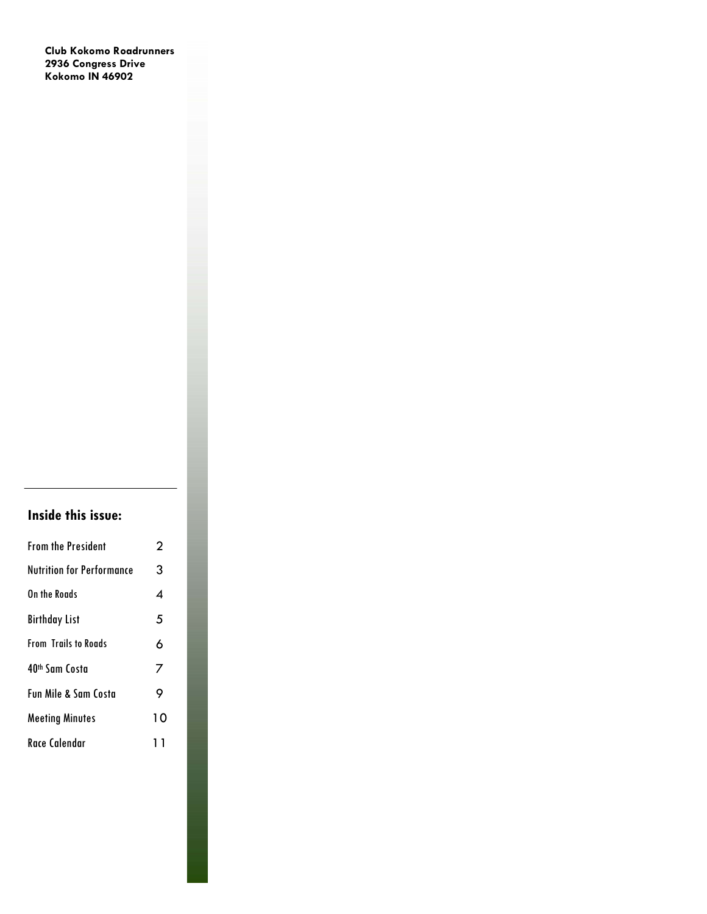**Club Kokomo Roadrunners**
**2936 Congress Drive**
**Kokomo IN 46902**

---

## Inside this issue:

| | |
|---|---|
| From the President | 2 |
| Nutrition for Performance | 3 |
| On the Roads | 4 |
| Birthday List | 5 |
| From Trails to Roads | 6 |
| 40th Sam Costa | 7 |
| Fun Mile & Sam Costa | 9 |
| Meeting Minutes | 10 |
| Race Calendar | 11 |